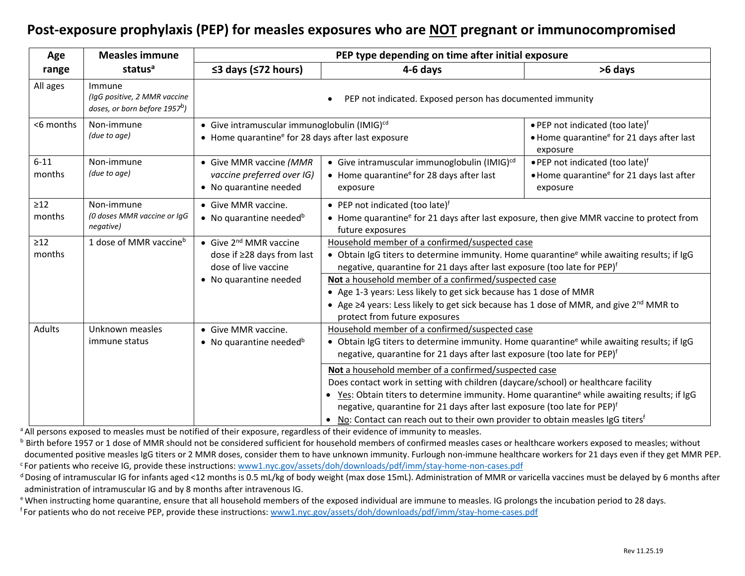# Post-exposure prophylaxis (PEP) for measles exposures who are NOT pregnant or immunocompromised

| Age range | Measles immune status[a] | PEP type depending on time after initial exposure | | |
|---|---|---|---|---|
| | | ≤3 days (≤72 hours) | 4-6 days | >6 days |
| All ages | Immune *(IgG positive, 2 MMR vaccine doses, or born before 1957[b])* | • PEP not indicated. Exposed person has documented immunity | | |
| <6 months | Non-immune *(due to age)* | • Give intramuscular immunoglobulin (IMIG)[cd] <br> • Home quarantine[e] for 28 days after last exposure | | • PEP not indicated (too late)[f] <br> • Home quarantine[e] for 21 days after last exposure |
| 6-11 months | Non-immune *(due to age)* | • Give MMR vaccine *(MMR vaccine preferred over IG)* <br> • No quarantine needed | • Give intramuscular immunoglobulin (IMIG)[cd] <br> • Home quarantine[e] for 28 days after last exposure | • PEP not indicated (too late)[f] <br> • Home quarantine[e] for 21 days last after exposure |
| ≥12 months | Non-immune *(0 doses MMR vaccine or IgG negative)* | • Give MMR vaccine. <br> • No quarantine needed[b] | • PEP not indicated (too late)[f] <br> • Home quarantine[e] for 21 days after last exposure, then give MMR vaccine to protect from future exposures | |
| ≥12 months | 1 dose of MMR vaccine[b] | • Give 2nd MMR vaccine dose if ≥28 days from last dose of live vaccine <br> • No quarantine needed | Household member of a confirmed/suspected case <br> • Obtain IgG titers to determine immunity. Home quarantine[e] while awaiting results; if IgG negative, quarantine for 21 days after last exposure (too late for PEP)[f] <br><br> **Not** a household member of a confirmed/suspected case <br> • Age 1-3 years: Less likely to get sick because has 1 dose of MMR <br> • Age ≥4 years: Less likely to get sick because has 1 dose of MMR, and give 2nd MMR to protect from future exposures | |
| Adults | Unknown measles immune status | • Give MMR vaccine. <br> • No quarantine needed[b] | Household member of a confirmed/suspected case <br> • Obtain IgG titers to determine immunity. Home quarantine[e] while awaiting results; if IgG negative, quarantine for 21 days after last exposure (too late for PEP)[f] <br><br> **Not** a household member of a confirmed/suspected case <br> Does contact work in setting with children (daycare/school) or healthcare facility <br> • Yes: Obtain titers to determine immunity. Home quarantine[e] while awaiting results; if IgG negative, quarantine for 21 days after last exposure (too late for PEP)[f] <br> • No: Contact can reach out to their own provider to obtain measles IgG titers[f] | |

[a] All persons exposed to measles must be notified of their exposure, regardless of their evidence of immunity to measles.

[b] Birth before 1957 or 1 dose of MMR should not be considered sufficient for household members of confirmed measles cases or healthcare workers exposed to measles; without documented positive measles IgG titers or 2 MMR doses, consider them to have unknown immunity. Furlough non-immune healthcare workers for 21 days even if they get MMR PEP.

[c] For patients who receive IG, provide these instructions: www1.nyc.gov/assets/doh/downloads/pdf/imm/stay-home-non-cases.pdf

[d] Dosing of intramuscular IG for infants aged <12 months is 0.5 mL/kg of body weight (max dose 15mL). Administration of MMR or varicella vaccines must be delayed by 6 months after administration of intramuscular IG and by 8 months after intravenous IG.

[e] When instructing home quarantine, ensure that all household members of the exposed individual are immune to measles. IG prolongs the incubation period to 28 days.

[f] For patients who do not receive PEP, provide these instructions: www1.nyc.gov/assets/doh/downloads/pdf/imm/stay-home-cases.pdf

Rev 11.25.19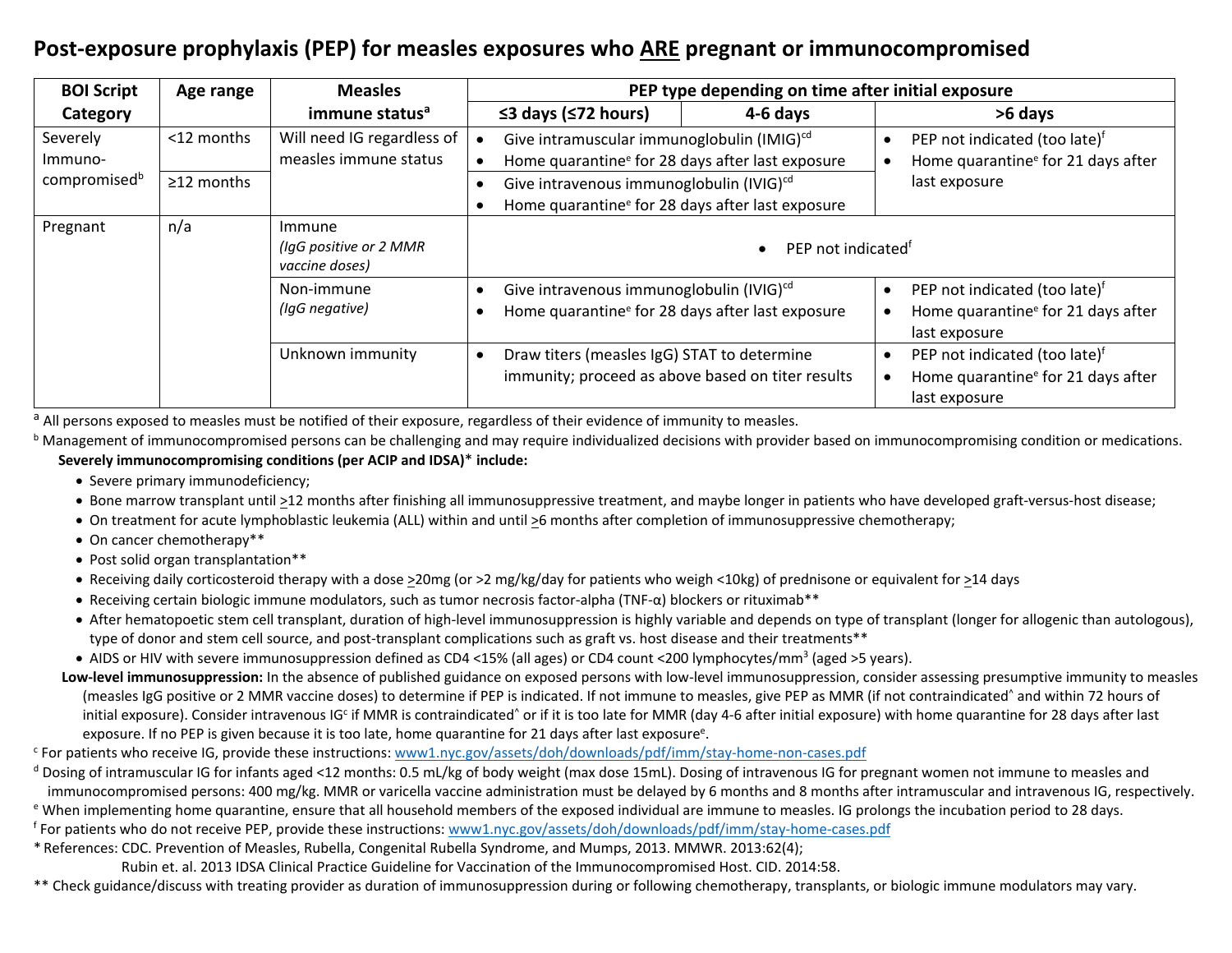# Post-exposure prophylaxis (PEP) for measles exposures who ARE pregnant or immunocompromised

| BOI Script Category | Age range | Measles immune status[a] | PEP type depending on time after initial exposure | | |
|---|---|---|---|---|---|
| | | | ≤3 days (≤72 hours) | 4-6 days | >6 days |
| Severely Immuno-compromised[b] | <12 months | Will need IG regardless of measles immune status | • Give intramuscular immunoglobulin (IMIG)[cd] • Home quarantine[e] for 28 days after last exposure | | • PEP not indicated (too late)[f] • Home quarantine[e] for 21 days after last exposure |
| | ≥12 months | | • Give intravenous immunoglobulin (IVIG)[cd] • Home quarantine[e] for 28 days after last exposure | | |
| Pregnant | n/a | Immune *(IgG positive or 2 MMR vaccine doses)* | • PEP not indicated[f] | | |
| | | Non-immune *(IgG negative)* | • Give intravenous immunoglobulin (IVIG)[cd] • Home quarantine[e] for 28 days after last exposure | | • PEP not indicated (too late)[f] • Home quarantine[e] for 21 days after last exposure |
| | | Unknown immunity | • Draw titers (measles IgG) STAT to determine immunity; proceed as above based on titer results | | • PEP not indicated (too late)[f] • Home quarantine[e] for 21 days after last exposure |

[a] All persons exposed to measles must be notified of their exposure, regardless of their evidence of immunity to measles.

[b] Management of immunocompromised persons can be challenging and may require individualized decisions with provider based on immunocompromising condition or medications.

**Severely immunocompromising conditions (per ACIP and IDSA)*** **include:**

- Severe primary immunodeficiency;
- Bone marrow transplant until ≥12 months after finishing all immunosuppressive treatment, and maybe longer in patients who have developed graft-versus-host disease;
- On treatment for acute lymphoblastic leukemia (ALL) within and until ≥6 months after completion of immunosuppressive chemotherapy;
- On cancer chemotherapy**
- Post solid organ transplantation**
- Receiving daily corticosteroid therapy with a dose ≥20mg (or >2 mg/kg/day for patients who weigh <10kg) of prednisone or equivalent for ≥14 days
- Receiving certain biologic immune modulators, such as tumor necrosis factor-alpha (TNF-α) blockers or rituximab**
- After hematopoetic stem cell transplant, duration of high-level immunosuppression is highly variable and depends on type of transplant (longer for allogenic than autologous), type of donor and stem cell source, and post-transplant complications such as graft vs. host disease and their treatments**
- AIDS or HIV with severe immunosuppression defined as CD4 <15% (all ages) or CD4 count <200 lymphocytes/mm$^3$ (aged >5 years).

**Low-level immunosuppression:** In the absence of published guidance on exposed persons with low-level immunosuppression, consider assessing presumptive immunity to measles (measles IgG positive or 2 MMR vaccine doses) to determine if PEP is indicated. If not immune to measles, give PEP as MMR (if not contraindicated^ and within 72 hours of initial exposure). Consider intravenous IG[c] if MMR is contraindicated^ or if it is too late for MMR (day 4-6 after initial exposure) with home quarantine for 28 days after last exposure. If no PEP is given because it is too late, home quarantine for 21 days after last exposure[e].

[c] For patients who receive IG, provide these instructions: www1.nyc.gov/assets/doh/downloads/pdf/imm/stay-home-non-cases.pdf

[d] Dosing of intramuscular IG for infants aged <12 months: 0.5 mL/kg of body weight (max dose 15mL). Dosing of intravenous IG for pregnant women not immune to measles and immunocompromised persons: 400 mg/kg. MMR or varicella vaccine administration must be delayed by 6 months and 8 months after intramuscular and intravenous IG, respectively.

[e] When implementing home quarantine, ensure that all household members of the exposed individual are immune to measles. IG prolongs the incubation period to 28 days.

[f] For patients who do not receive PEP, provide these instructions: www1.nyc.gov/assets/doh/downloads/pdf/imm/stay-home-cases.pdf

* References: CDC. Prevention of Measles, Rubella, Congenital Rubella Syndrome, and Mumps, 2013. MMWR. 2013:62(4);
Rubin et. al. 2013 IDSA Clinical Practice Guideline for Vaccination of the Immunocompromised Host. CID. 2014:58.

** Check guidance/discuss with treating provider as duration of immunosuppression during or following chemotherapy, transplants, or biologic immune modulators may vary.